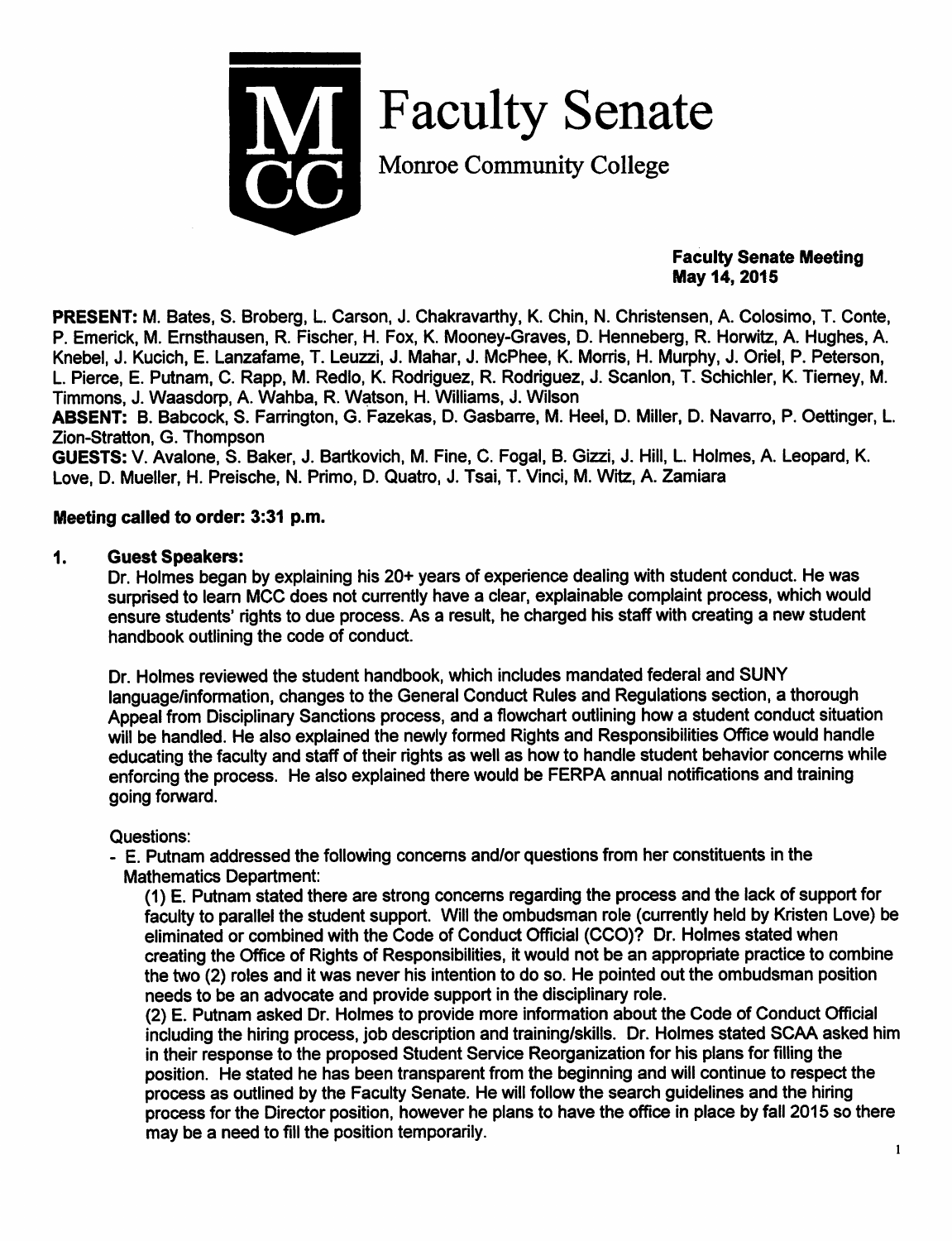# Faculty Senate

Monroe Community College

**Faculty Senate Meeting**
**May 14, 2015**

**PRESENT:** M. Bates, S. Broberg, L. Carson, J. Chakravarthy, K. Chin, N. Christensen, A. Colosimo, T. Conte, P. Emerick, M. Ernsthausen, R. Fischer, H. Fox, K. Mooney-Graves, D. Henneberg, R. Horwitz, A. Hughes, A. Knebel, J. Kucich, E. Lanzafame, T. Leuzzi, J. Mahar, J. McPhee, K. Morris, H. Murphy, J. Oriel, P. Peterson, L. Pierce, E. Putnam, C. Rapp, M. Redlo, K. Rodriguez, R. Rodriguez, J. Scanlon, T. Schichler, K. Tierney, M. Timmons, J. Waasdorp, A. Wahba, R. Watson, H. Williams, J. Wilson

**ABSENT:** B. Babcock, S. Farrington, G. Fazekas, D. Gasbarre, M. Heel, D. Miller, D. Navarro, P. Oettinger, L. Zion-Stratton, G. Thompson

**GUESTS:** V. Avalone, S. Baker, J. Bartkovich, M. Fine, C. Fogal, B. Gizzi, J. Hill, L. Holmes, A. Leopard, K. Love, D. Mueller, H. Preische, N. Primo, D. Quatro, J. Tsai, T. Vinci, M. Witz, A. Zamiara

**Meeting called to order: 3:31 p.m.**

**1. Guest Speakers:**

Dr. Holmes began by explaining his 20+ years of experience dealing with student conduct. He was surprised to learn MCC does not currently have a clear, explainable complaint process, which would ensure students' rights to due process. As a result, he charged his staff with creating a new student handbook outlining the code of conduct.

Dr. Holmes reviewed the student handbook, which includes mandated federal and SUNY language/information, changes to the General Conduct Rules and Regulations section, a thorough Appeal from Disciplinary Sanctions process, and a flowchart outlining how a student conduct situation will be handled. He also explained the newly formed Rights and Responsibilities Office would handle educating the faculty and staff of their rights as well as how to handle student behavior concerns while enforcing the process. He also explained there would be FERPA annual notifications and training going forward.

Questions:

- E. Putnam addressed the following concerns and/or questions from her constituents in the Mathematics Department:

  (1) E. Putnam stated there are strong concerns regarding the process and the lack of support for faculty to parallel the student support. Will the ombudsman role (currently held by Kristen Love) be eliminated or combined with the Code of Conduct Official (CCO)? Dr. Holmes stated when creating the Office of Rights of Responsibilities, it would not be an appropriate practice to combine the two (2) roles and it was never his intention to do so. He pointed out the ombudsman position needs to be an advocate and provide support in the disciplinary role.

  (2) E. Putnam asked Dr. Holmes to provide more information about the Code of Conduct Official including the hiring process, job description and training/skills. Dr. Holmes stated SCAA asked him in their response to the proposed Student Service Reorganization for his plans for filling the position. He stated he has been transparent from the beginning and will continue to respect the process as outlined by the Faculty Senate. He will follow the search guidelines and the hiring process for the Director position, however he plans to have the office in place by fall 2015 so there may be a need to fill the position temporarily.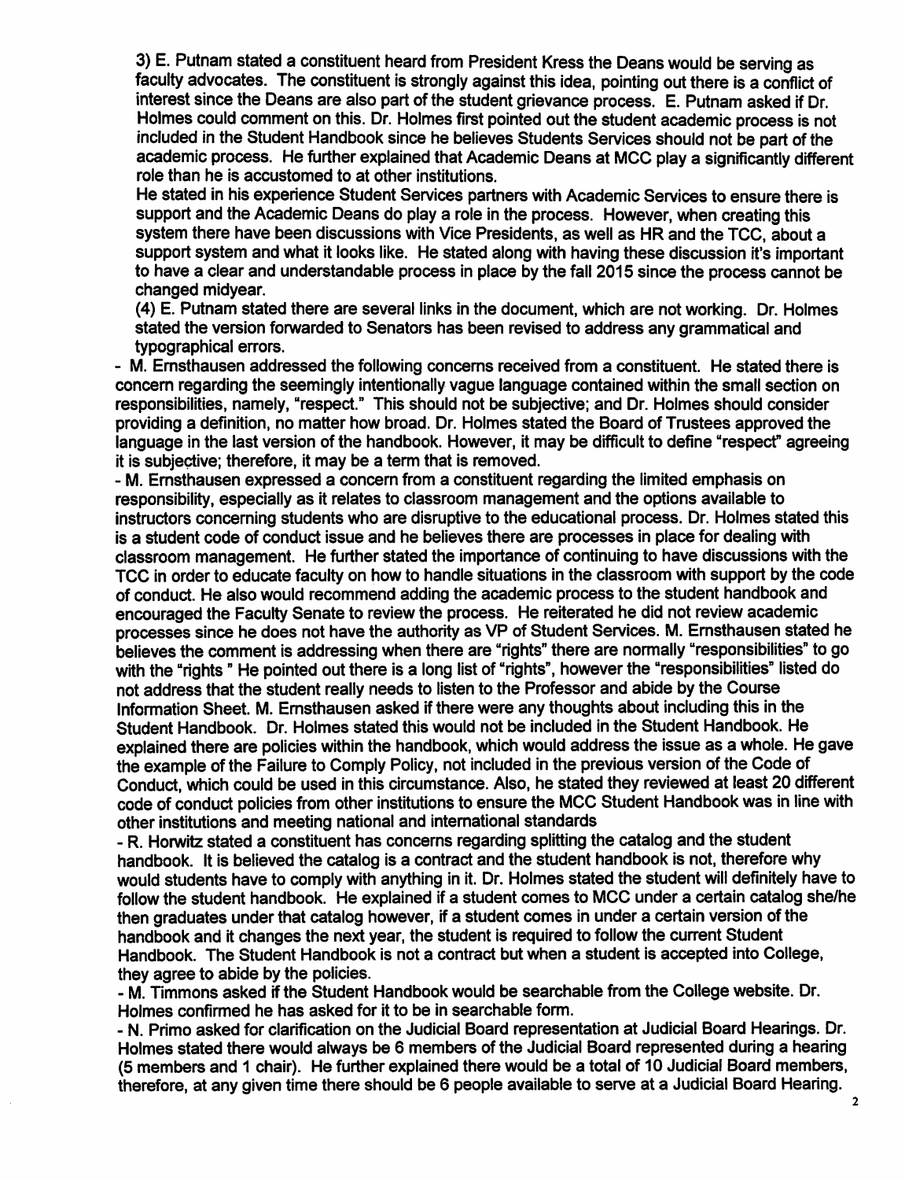3) E. Putnam stated a constituent heard from President Kress the Deans would be serving as faculty advocates. The constituent is strongly against this idea, pointing out there is a conflict of interest since the Deans are also part of the student grievance process. E. Putnam asked if Dr. Holmes could comment on this. Dr. Holmes first pointed out the student academic process is not included in the Student Handbook since he believes Students Services should not be part of the academic process. He further explained that Academic Deans at MCC play a significantly different role than he is accustomed to at other institutions.

He stated in his experience Student Services partners with Academic Services to ensure there is support and the Academic Deans do play a role in the process. However, when creating this system there have been discussions with Vice Presidents, as well as HR and the TCC, about a support system and what it looks like. He stated along with having these discussion it's important to have a clear and understandable process in place by the fall 2015 since the process cannot be changed midyear.

(4) E. Putnam stated there are several links in the document, which are not working. Dr. Holmes stated the version forwarded to Senators has been revised to address any grammatical and typographical errors.

- M. Ernsthausen addressed the following concerns received from a constituent. He stated there is concern regarding the seemingly intentionally vague language contained within the small section on responsibilities, namely, "respect." This should not be subjective; and Dr. Holmes should consider providing a definition, no matter how broad. Dr. Holmes stated the Board of Trustees approved the language in the last version of the handbook. However, it may be difficult to define "respect" agreeing it is subjective; therefore, it may be a term that is removed.

- M. Ernsthausen expressed a concern from a constituent regarding the limited emphasis on responsibility, especially as it relates to classroom management and the options available to instructors concerning students who are disruptive to the educational process. Dr. Holmes stated this is a student code of conduct issue and he believes there are processes in place for dealing with classroom management. He further stated the importance of continuing to have discussions with the TCC in order to educate faculty on how to handle situations in the classroom with support by the code of conduct. He also would recommend adding the academic process to the student handbook and encouraged the Faculty Senate to review the process. He reiterated he did not review academic processes since he does not have the authority as VP of Student Services. M. Ernsthausen stated he believes the comment is addressing when there are "rights" there are normally "responsibilities" to go with the "rights " He pointed out there is a long list of "rights", however the "responsibilities" listed do not address that the student really needs to listen to the Professor and abide by the Course Information Sheet. M. Ernsthausen asked if there were any thoughts about including this in the Student Handbook. Dr. Holmes stated this would not be included in the Student Handbook. He explained there are policies within the handbook, which would address the issue as a whole. He gave the example of the Failure to Comply Policy, not included in the previous version of the Code of Conduct, which could be used in this circumstance. Also, he stated they reviewed at least 20 different code of conduct policies from other institutions to ensure the MCC Student Handbook was in line with other institutions and meeting national and international standards

- R. Horwitz stated a constituent has concerns regarding splitting the catalog and the student handbook. It is believed the catalog is a contract and the student handbook is not, therefore why would students have to comply with anything in it. Dr. Holmes stated the student will definitely have to follow the student handbook. He explained if a student comes to MCC under a certain catalog she/he then graduates under that catalog however, if a student comes in under a certain version of the handbook and it changes the next year, the student is required to follow the current Student Handbook. The Student Handbook is not a contract but when a student is accepted into College, they agree to abide by the policies.

- M. Timmons asked if the Student Handbook would be searchable from the College website. Dr. Holmes confirmed he has asked for it to be in searchable form.

- N. Primo asked for clarification on the Judicial Board representation at Judicial Board Hearings. Dr. Holmes stated there would always be 6 members of the Judicial Board represented during a hearing (5 members and 1 chair). He further explained there would be a total of 10 Judicial Board members, therefore, at any given time there should be 6 people available to serve at a Judicial Board Hearing.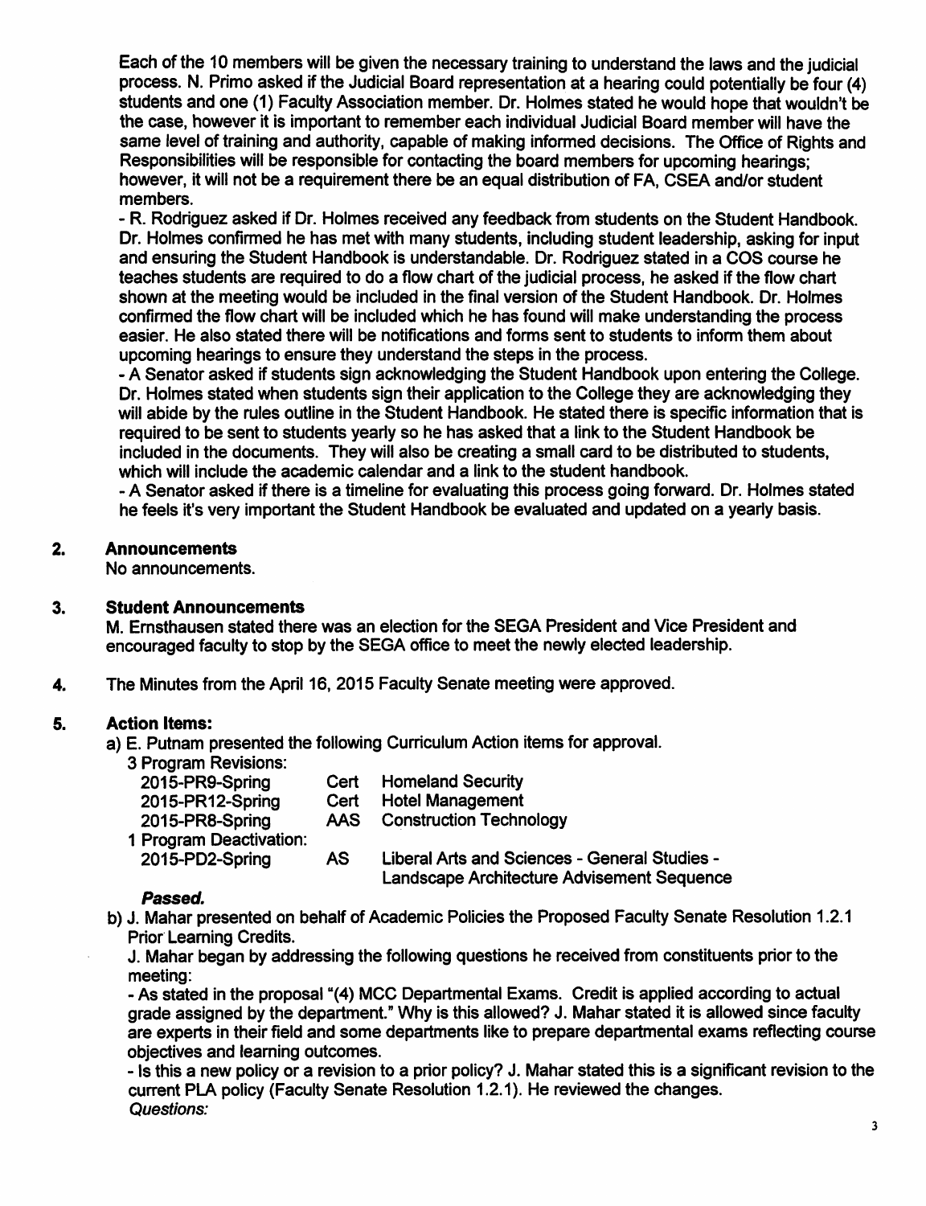Each of the 10 members will be given the necessary training to understand the laws and the judicial process. N. Primo asked if the Judicial Board representation at a hearing could potentially be four (4) students and one (1) Faculty Association member. Dr. Holmes stated he would hope that wouldn't be the case, however it is important to remember each individual Judicial Board member will have the same level of training and authority, capable of making informed decisions. The Office of Rights and Responsibilities will be responsible for contacting the board members for upcoming hearings; however, it will not be a requirement there be an equal distribution of FA, CSEA and/or student members.

- R. Rodriguez asked if Dr. Holmes received any feedback from students on the Student Handbook. Dr. Holmes confirmed he has met with many students, including student leadership, asking for input and ensuring the Student Handbook is understandable. Dr. Rodriguez stated in a COS course he teaches students are required to do a flow chart of the judicial process, he asked if the flow chart shown at the meeting would be included in the final version of the Student Handbook. Dr. Holmes confirmed the flow chart will be included which he has found will make understanding the process easier. He also stated there will be notifications and forms sent to students to inform them about upcoming hearings to ensure they understand the steps in the process.
- A Senator asked if students sign acknowledging the Student Handbook upon entering the College. Dr. Holmes stated when students sign their application to the College they are acknowledging they will abide by the rules outline in the Student Handbook. He stated there is specific information that is required to be sent to students yearly so he has asked that a link to the Student Handbook be included in the documents. They will also be creating a small card to be distributed to students, which will include the academic calendar and a link to the student handbook.
- A Senator asked if there is a timeline for evaluating this process going forward. Dr. Holmes stated he feels it's very important the Student Handbook be evaluated and updated on a yearly basis.

## 2. Announcements

No announcements.

## 3. Student Announcements

M. Ernsthausen stated there was an election for the SEGA President and Vice President and encouraged faculty to stop by the SEGA office to meet the newly elected leadership.

**4.** The Minutes from the April 16, 2015 Faculty Senate meeting were approved.

## 5. Action Items:

a) E. Putnam presented the following Curriculum Action items for approval.

3 Program Revisions:

| | | |
|---|---|---|
| 2015-PR9-Spring | Cert | Homeland Security |
| 2015-PR12-Spring | Cert | Hotel Management |
| 2015-PR8-Spring | AAS | Construction Technology |

1 Program Deactivation:

| | | |
|---|---|---|
| 2015-PD2-Spring | AS | Liberal Arts and Sciences - General Studies - Landscape Architecture Advisement Sequence |

***Passed.***

b) J. Mahar presented on behalf of Academic Policies the Proposed Faculty Senate Resolution 1.2.1 Prior Learning Credits.

J. Mahar began by addressing the following questions he received from constituents prior to the meeting:

- As stated in the proposal "(4) MCC Departmental Exams. Credit is applied according to actual grade assigned by the department." Why is this allowed? J. Mahar stated it is allowed since faculty are experts in their field and some departments like to prepare departmental exams reflecting course objectives and learning outcomes.
- Is this a new policy or a revision to a prior policy? J. Mahar stated this is a significant revision to the current PLA policy (Faculty Senate Resolution 1.2.1). He reviewed the changes.

*Questions:*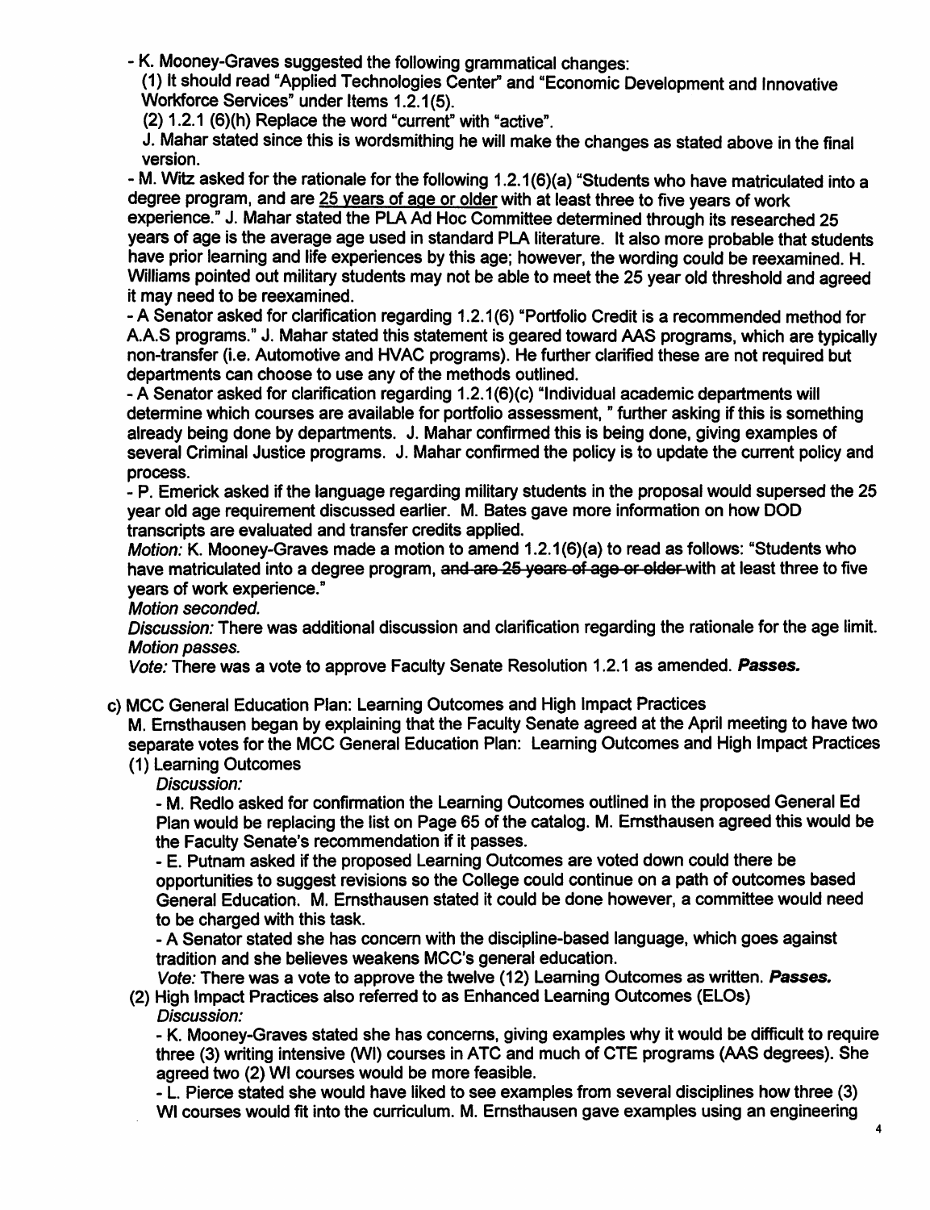- K. Mooney-Graves suggested the following grammatical changes:

(1) It should read "Applied Technologies Center" and "Economic Development and Innovative Workforce Services" under Items 1.2.1(5).

(2) 1.2.1 (6)(h) Replace the word "current" with "active".

J. Mahar stated since this is wordsmithing he will make the changes as stated above in the final version.

- M. Witz asked for the rationale for the following 1.2.1(6)(a) "Students who have matriculated into a degree program, and are <u>25 years of age or older</u> with at least three to five years of work experience." J. Mahar stated the PLA Ad Hoc Committee determined through its researched 25 years of age is the average age used in standard PLA literature. It also more probable that students have prior learning and life experiences by this age; however, the wording could be reexamined. H. Williams pointed out military students may not be able to meet the 25 year old threshold and agreed it may need to be reexamined.

- A Senator asked for clarification regarding 1.2.1(6) "Portfolio Credit is a recommended method for A.A.S programs." J. Mahar stated this statement is geared toward AAS programs, which are typically non-transfer (i.e. Automotive and HVAC programs). He further clarified these are not required but departments can choose to use any of the methods outlined.

- A Senator asked for clarification regarding 1.2.1(6)(c) "Individual academic departments will determine which courses are available for portfolio assessment, " further asking if this is something already being done by departments. J. Mahar confirmed this is being done, giving examples of several Criminal Justice programs. J. Mahar confirmed the policy is to update the current policy and process.

- P. Emerick asked if the language regarding military students in the proposal would supersed the 25 year old age requirement discussed earlier. M. Bates gave more information on how DOD transcripts are evaluated and transfer credits applied.

*Motion:* K. Mooney-Graves made a motion to amend 1.2.1(6)(a) to read as follows: "Students who have matriculated into a degree program, ~~and are 25 years of age or older~~ with at least three to five years of work experience."

*Motion seconded.*

*Discussion:* There was additional discussion and clarification regarding the rationale for the age limit.

*Motion passes.*

*Vote:* There was a vote to approve Faculty Senate Resolution 1.2.1 as amended. ***Passes.***

c) MCC General Education Plan: Learning Outcomes and High Impact Practices

M. Ernsthausen began by explaining that the Faculty Senate agreed at the April meeting to have two separate votes for the MCC General Education Plan: Learning Outcomes and High Impact Practices

(1) Learning Outcomes

*Discussion:*

- M. Redlo asked for confirmation the Learning Outcomes outlined in the proposed General Ed Plan would be replacing the list on Page 65 of the catalog. M. Ernsthausen agreed this would be the Faculty Senate's recommendation if it passes.

- E. Putnam asked if the proposed Learning Outcomes are voted down could there be opportunities to suggest revisions so the College could continue on a path of outcomes based General Education. M. Ernsthausen stated it could be done however, a committee would need to be charged with this task.

- A Senator stated she has concern with the discipline-based language, which goes against tradition and she believes weakens MCC's general education.

*Vote:* There was a vote to approve the twelve (12) Learning Outcomes as written. ***Passes.***

(2) High Impact Practices also referred to as Enhanced Learning Outcomes (ELOs)

*Discussion:*

- K. Mooney-Graves stated she has concerns, giving examples why it would be difficult to require three (3) writing intensive (WI) courses in ATC and much of CTE programs (AAS degrees). She agreed two (2) WI courses would be more feasible.

- L. Pierce stated she would have liked to see examples from several disciplines how three (3) WI courses would fit into the curriculum. M. Ernsthausen gave examples using an engineering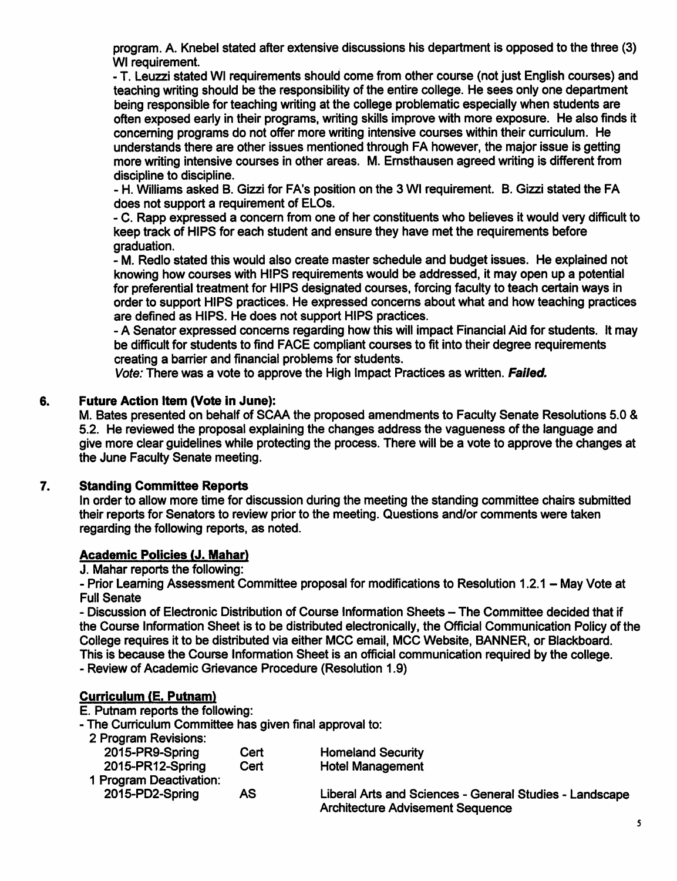program. A. Knebel stated after extensive discussions his department is opposed to the three (3) WI requirement.

- T. Leuzzi stated WI requirements should come from other course (not just English courses) and teaching writing should be the responsibility of the entire college. He sees only one department being responsible for teaching writing at the college problematic especially when students are often exposed early in their programs, writing skills improve with more exposure. He also finds it concerning programs do not offer more writing intensive courses within their curriculum. He understands there are other issues mentioned through FA however, the major issue is getting more writing intensive courses in other areas. M. Ernsthausen agreed writing is different from discipline to discipline.
- H. Williams asked B. Gizzi for FA's position on the 3 WI requirement. B. Gizzi stated the FA does not support a requirement of ELOs.
- C. Rapp expressed a concern from one of her constituents who believes it would very difficult to keep track of HIPS for each student and ensure they have met the requirements before graduation.
- M. Redlo stated this would also create master schedule and budget issues. He explained not knowing how courses with HIPS requirements would be addressed, it may open up a potential for preferential treatment for HIPS designated courses, forcing faculty to teach certain ways in order to support HIPS practices. He expressed concerns about what and how teaching practices are defined as HIPS. He does not support HIPS practices.
- A Senator expressed concerns regarding how this will impact Financial Aid for students. It may be difficult for students to find FACE compliant courses to fit into their degree requirements creating a barrier and financial problems for students.

*Vote:* There was a vote to approve the High Impact Practices as written. ***Failed.***

## 6. Future Action Item (Vote in June):

M. Bates presented on behalf of SCAA the proposed amendments to Faculty Senate Resolutions 5.0 & 5.2. He reviewed the proposal explaining the changes address the vagueness of the language and give more clear guidelines while protecting the process. There will be a vote to approve the changes at the June Faculty Senate meeting.

## 7. Standing Committee Reports

In order to allow more time for discussion during the meeting the standing committee chairs submitted their reports for Senators to review prior to the meeting. Questions and/or comments were taken regarding the following reports, as noted.

### Academic Policies (J. Mahar)

J. Mahar reports the following:

- Prior Learning Assessment Committee proposal for modifications to Resolution 1.2.1 – May Vote at Full Senate
- Discussion of Electronic Distribution of Course Information Sheets – The Committee decided that if the Course Information Sheet is to be distributed electronically, the Official Communication Policy of the College requires it to be distributed via either MCC email, MCC Website, BANNER, or Blackboard. This is because the Course Information Sheet is an official communication required by the college.
- Review of Academic Grievance Procedure (Resolution 1.9)

### Curriculum (E. Putnam)

E. Putnam reports the following:

- The Curriculum Committee has given final approval to:

2 Program Revisions:

| | | |
|---|---|---|
| 2015-PR9-Spring | Cert | Homeland Security |
| 2015-PR12-Spring | Cert | Hotel Management |

1 Program Deactivation:

| | | |
|---|---|---|
| 2015-PD2-Spring | AS | Liberal Arts and Sciences - General Studies - Landscape Architecture Advisement Sequence |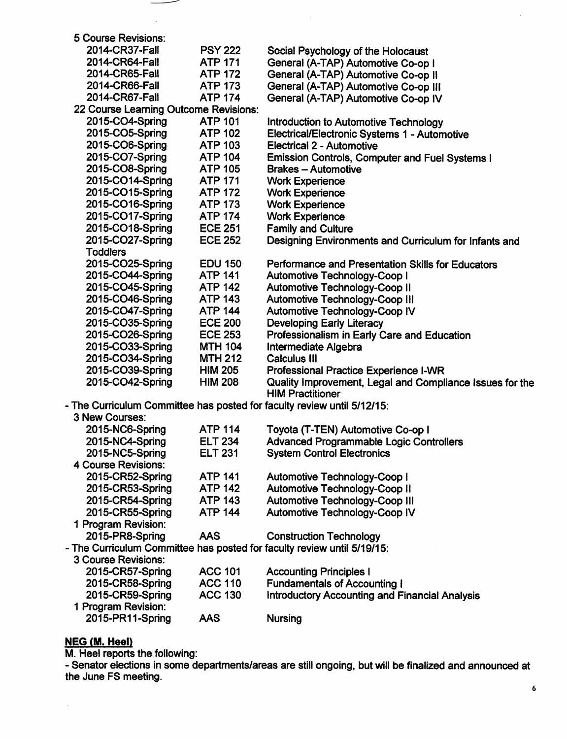5 Course Revisions:

| | | |
|---|---|---|
| 2014-CR37-Fall | PSY 222 | Social Psychology of the Holocaust |
| 2014-CR64-Fall | ATP 171 | General (A-TAP) Automotive Co-op I |
| 2014-CR65-Fall | ATP 172 | General (A-TAP) Automotive Co-op II |
| 2014-CR66-Fall | ATP 173 | General (A-TAP) Automotive Co-op III |
| 2014-CR67-Fall | ATP 174 | General (A-TAP) Automotive Co-op IV |

22 Course Learning Outcome Revisions:

| | | |
|---|---|---|
| 2015-CO4-Spring | ATP 101 | Introduction to Automotive Technology |
| 2015-CO5-Spring | ATP 102 | Electrical/Electronic Systems 1 - Automotive |
| 2015-CO6-Spring | ATP 103 | Electrical 2 - Automotive |
| 2015-CO7-Spring | ATP 104 | Emission Controls, Computer and Fuel Systems I |
| 2015-CO8-Spring | ATP 105 | Brakes – Automotive |
| 2015-CO14-Spring | ATP 171 | Work Experience |
| 2015-CO15-Spring | ATP 172 | Work Experience |
| 2015-CO16-Spring | ATP 173 | Work Experience |
| 2015-CO17-Spring | ATP 174 | Work Experience |
| 2015-CO18-Spring | ECE 251 | Family and Culture |
| 2015-CO27-Spring | ECE 252 | Designing Environments and Curriculum for Infants and Toddlers |
| 2015-CO25-Spring | EDU 150 | Performance and Presentation Skills for Educators |
| 2015-CO44-Spring | ATP 141 | Automotive Technology-Coop I |
| 2015-CO45-Spring | ATP 142 | Automotive Technology-Coop II |
| 2015-CO46-Spring | ATP 143 | Automotive Technology-Coop III |
| 2015-CO47-Spring | ATP 144 | Automotive Technology-Coop IV |
| 2015-CO35-Spring | ECE 200 | Developing Early Literacy |
| 2015-CO26-Spring | ECE 253 | Professionalism in Early Care and Education |
| 2015-CO33-Spring | MTH 104 | Intermediate Algebra |
| 2015-CO34-Spring | MTH 212 | Calculus III |
| 2015-CO39-Spring | HIM 205 | Professional Practice Experience I-WR |
| 2015-CO42-Spring | HIM 208 | Quality Improvement, Legal and Compliance Issues for the HIM Practitioner |

- The Curriculum Committee has posted for faculty review until 5/12/15:

3 New Courses:

| | | |
|---|---|---|
| 2015-NC6-Spring | ATP 114 | Toyota (T-TEN) Automotive Co-op I |
| 2015-NC4-Spring | ELT 234 | Advanced Programmable Logic Controllers |
| 2015-NC5-Spring | ELT 231 | System Control Electronics |

4 Course Revisions:

| | | |
|---|---|---|
| 2015-CR52-Spring | ATP 141 | Automotive Technology-Coop I |
| 2015-CR53-Spring | ATP 142 | Automotive Technology-Coop II |
| 2015-CR54-Spring | ATP 143 | Automotive Technology-Coop III |
| 2015-CR55-Spring | ATP 144 | Automotive Technology-Coop IV |

1 Program Revision:

| | | |
|---|---|---|
| 2015-PR8-Spring | AAS | Construction Technology |

- The Curriculum Committee has posted for faculty review until 5/19/15:

3 Course Revisions:

| | | |
|---|---|---|
| 2015-CR57-Spring | ACC 101 | Accounting Principles I |
| 2015-CR58-Spring | ACC 110 | Fundamentals of Accounting I |
| 2015-CR59-Spring | ACC 130 | Introductory Accounting and Financial Analysis |

1 Program Revision:

| | | |
|---|---|---|
| 2015-PR11-Spring | AAS | Nursing |

**NEG (M. Heel)**

M. Heel reports the following:

- Senator elections in some departments/areas are still ongoing, but will be finalized and announced at the June FS meeting.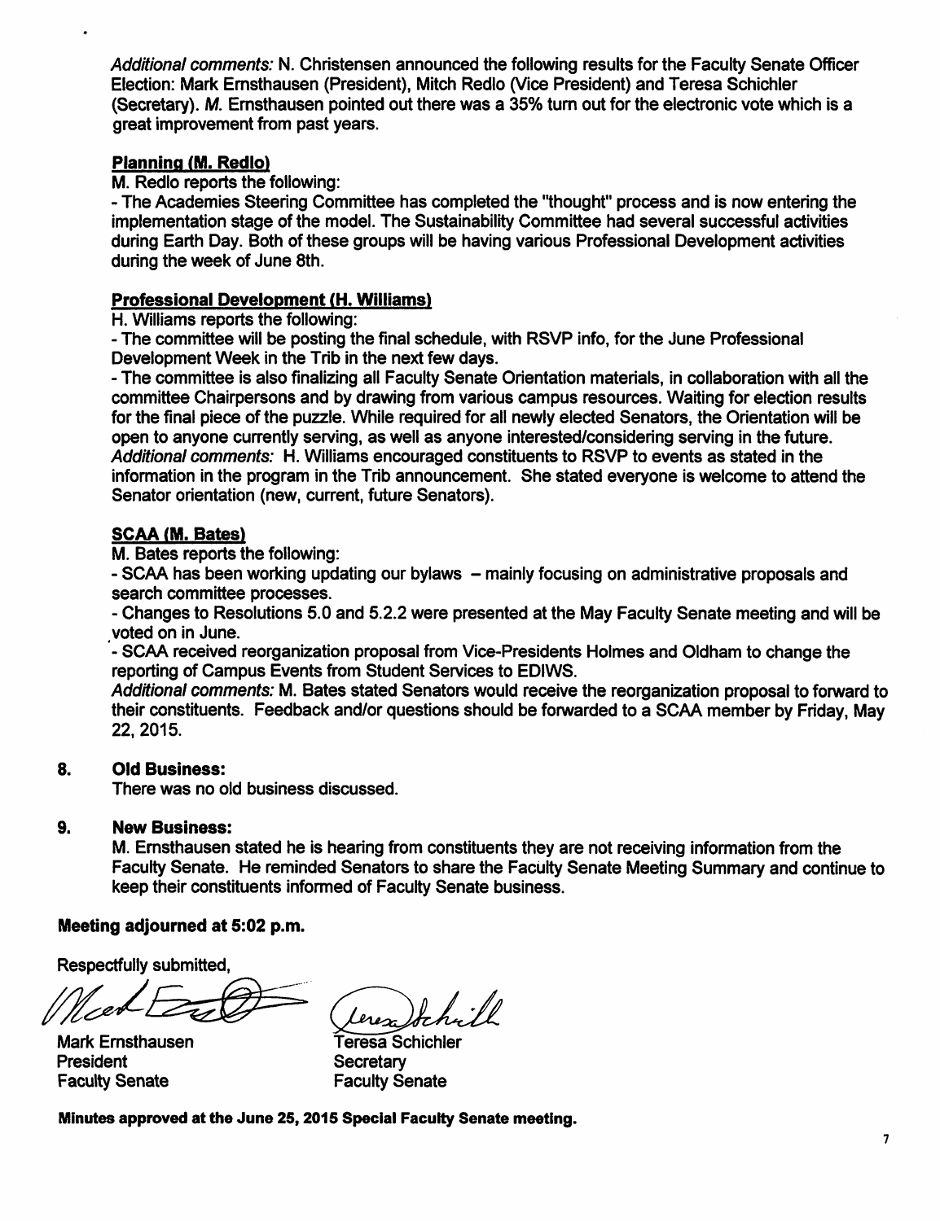*Additional comments:* N. Christensen announced the following results for the Faculty Senate Officer Election: Mark Ernsthausen (President), Mitch Redlo (Vice President) and Teresa Schichler (Secretary). *M.* Ernsthausen pointed out there was a 35% turn out for the electronic vote which is a great improvement from past years.

**Planning (M. Redlo)**

M. Redlo reports the following:

- The Academies Steering Committee has completed the "thought" process and is now entering the implementation stage of the model. The Sustainability Committee had several successful activities during Earth Day. Both of these groups will be having various Professional Development activities during the week of June 8th.

**Professional Development (H. Williams)**

H. Williams reports the following:

- The committee will be posting the final schedule, with RSVP info, for the June Professional Development Week in the Trib in the next few days.
- The committee is also finalizing all Faculty Senate Orientation materials, in collaboration with all the committee Chairpersons and by drawing from various campus resources. Waiting for election results for the final piece of the puzzle. While required for all newly elected Senators, the Orientation will be open to anyone currently serving, as well as anyone interested/considering serving in the future.

*Additional comments:* H. Williams encouraged constituents to RSVP to events as stated in the information in the program in the Trib announcement. She stated everyone is welcome to attend the Senator orientation (new, current, future Senators).

**SCAA (M. Bates)**

M. Bates reports the following:

- SCAA has been working updating our bylaws – mainly focusing on administrative proposals and search committee processes.
- Changes to Resolutions 5.0 and 5.2.2 were presented at the May Faculty Senate meeting and will be voted on in June.
- SCAA received reorganization proposal from Vice-Presidents Holmes and Oldham to change the reporting of Campus Events from Student Services to EDIWS.

*Additional comments:* M. Bates stated Senators would receive the reorganization proposal to forward to their constituents. Feedback and/or questions should be forwarded to a SCAA member by Friday, May 22, 2015.

**8. Old Business:**

There was no old business discussed.

**9. New Business:**

M. Ernsthausen stated he is hearing from constituents they are not receiving information from the Faculty Senate. He reminded Senators to share the Faculty Senate Meeting Summary and continue to keep their constituents informed of Faculty Senate business.

**Meeting adjourned at 5:02 p.m.**

Respectfully submitted,

Mark Ernsthausen
President
Faculty Senate

Teresa Schichler
Secretary
Faculty Senate

**Minutes approved at the June 25, 2015 Special Faculty Senate meeting.**